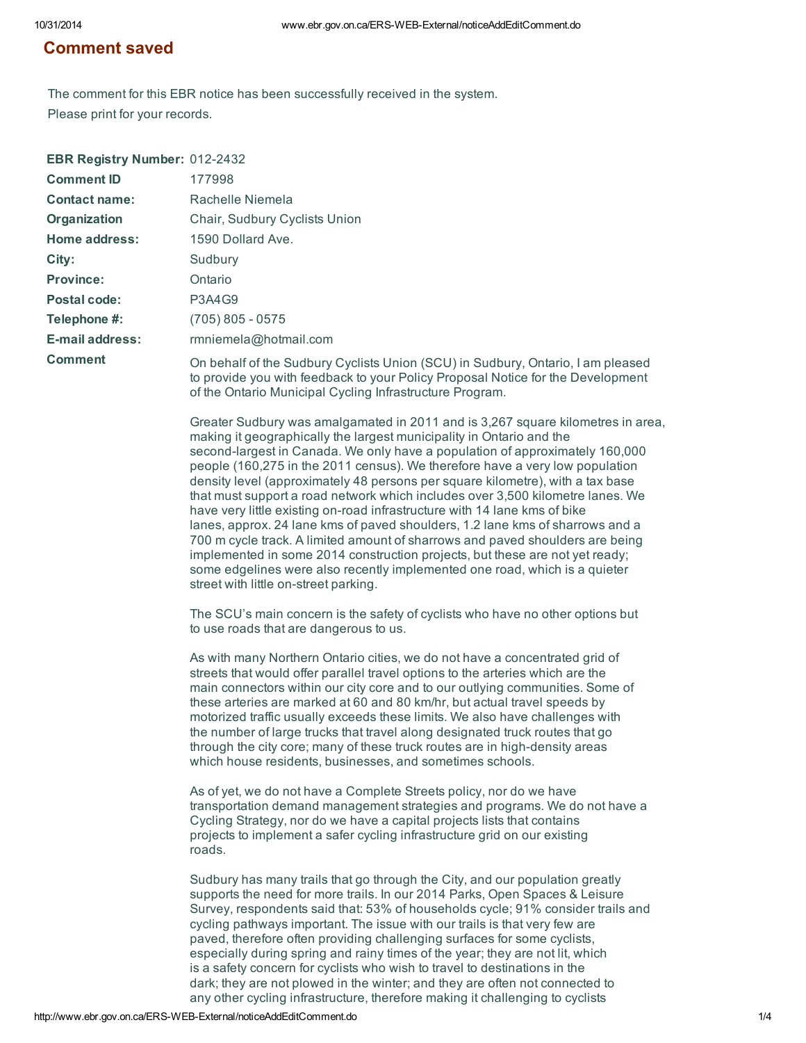## Comment saved

The comment for this EBR notice has been successfully received in the system.
Please print for your records.

| | |
|---|---|
| **EBR Registry Number:** | 012-2432 |
| **Comment ID** | 177998 |
| **Contact name:** | Rachelle Niemela |
| **Organization** | Chair, Sudbury Cyclists Union |
| **Home address:** | 1590 Dollard Ave. |
| **City:** | Sudbury |
| **Province:** | Ontario |
| **Postal code:** | P3A4G9 |
| **Telephone #:** | (705) 805 - 0575 |
| **E-mail address:** | rmniemela@hotmail.com |

**Comment**

On behalf of the Sudbury Cyclists Union (SCU) in Sudbury, Ontario, I am pleased to provide you with feedback to your Policy Proposal Notice for the Development of the Ontario Municipal Cycling Infrastructure Program.

Greater Sudbury was amalgamated in 2011 and is 3,267 square kilometres in area, making it geographically the largest municipality in Ontario and the second-largest in Canada. We only have a population of approximately 160,000 people (160,275 in the 2011 census). We therefore have a very low population density level (approximately 48 persons per square kilometre), with a tax base that must support a road network which includes over 3,500 kilometre lanes. We have very little existing on-road infrastructure with 14 lane kms of bike lanes, approx. 24 lane kms of paved shoulders, 1.2 lane kms of sharrows and a 700 m cycle track. A limited amount of sharrows and paved shoulders are being implemented in some 2014 construction projects, but these are not yet ready; some edgelines were also recently implemented one road, which is a quieter street with little on-street parking.

The SCU's main concern is the safety of cyclists who have no other options but to use roads that are dangerous to us.

As with many Northern Ontario cities, we do not have a concentrated grid of streets that would offer parallel travel options to the arteries which are the main connectors within our city core and to our outlying communities. Some of these arteries are marked at 60 and 80 km/hr, but actual travel speeds by motorized traffic usually exceeds these limits. We also have challenges with the number of large trucks that travel along designated truck routes that go through the city core; many of these truck routes are in high-density areas which house residents, businesses, and sometimes schools.

As of yet, we do not have a Complete Streets policy, nor do we have transportation demand management strategies and programs. We do not have a Cycling Strategy, nor do we have a capital projects lists that contains projects to implement a safer cycling infrastructure grid on our existing roads.

Sudbury has many trails that go through the City, and our population greatly supports the need for more trails. In our 2014 Parks, Open Spaces & Leisure Survey, respondents said that: 53% of households cycle; 91% consider trails and cycling pathways important. The issue with our trails is that very few are paved, therefore often providing challenging surfaces for some cyclists, especially during spring and rainy times of the year; they are not lit, which is a safety concern for cyclists who wish to travel to destinations in the dark; they are not plowed in the winter; and they are often not connected to any other cycling infrastructure, therefore making it challenging to cyclists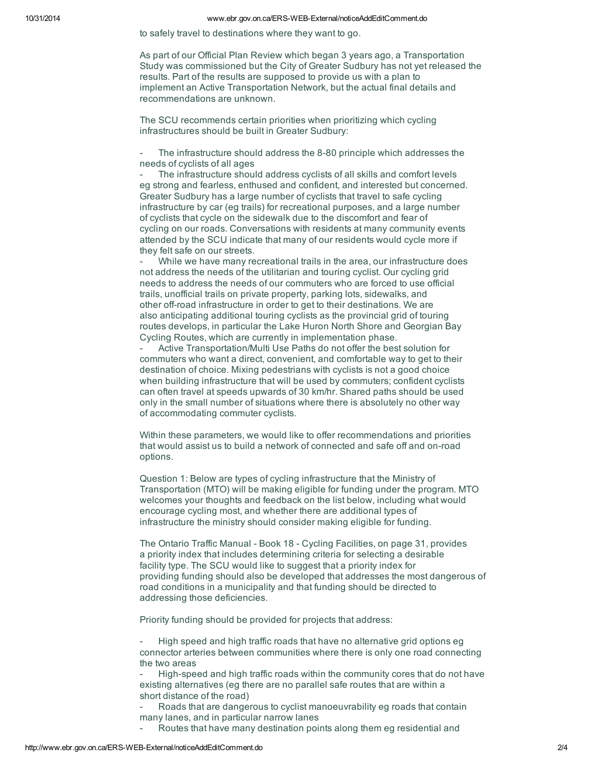to safely travel to destinations where they want to go.

As part of our Official Plan Review which began 3 years ago, a Transportation Study was commissioned but the City of Greater Sudbury has not yet released the results. Part of the results are supposed to provide us with a plan to implement an Active Transportation Network, but the actual final details and recommendations are unknown.

The SCU recommends certain priorities when prioritizing which cycling infrastructures should be built in Greater Sudbury:

- The infrastructure should address the 8-80 principle which addresses the needs of cyclists of all ages
- The infrastructure should address cyclists of all skills and comfort levels eg strong and fearless, enthused and confident, and interested but concerned. Greater Sudbury has a large number of cyclists that travel to safe cycling infrastructure by car (eg trails) for recreational purposes, and a large number of cyclists that cycle on the sidewalk due to the discomfort and fear of cycling on our roads. Conversations with residents at many community events attended by the SCU indicate that many of our residents would cycle more if they felt safe on our streets.
- While we have many recreational trails in the area, our infrastructure does not address the needs of the utilitarian and touring cyclist. Our cycling grid needs to address the needs of our commuters who are forced to use official trails, unofficial trails on private property, parking lots, sidewalks, and other off-road infrastructure in order to get to their destinations. We are also anticipating additional touring cyclists as the provincial grid of touring routes develops, in particular the Lake Huron North Shore and Georgian Bay Cycling Routes, which are currently in implementation phase.
- Active Transportation/Multi Use Paths do not offer the best solution for commuters who want a direct, convenient, and comfortable way to get to their destination of choice. Mixing pedestrians with cyclists is not a good choice when building infrastructure that will be used by commuters; confident cyclists can often travel at speeds upwards of 30 km/hr. Shared paths should be used only in the small number of situations where there is absolutely no other way of accommodating commuter cyclists.

Within these parameters, we would like to offer recommendations and priorities that would assist us to build a network of connected and safe off and on-road options.

Question 1: Below are types of cycling infrastructure that the Ministry of Transportation (MTO) will be making eligible for funding under the program. MTO welcomes your thoughts and feedback on the list below, including what would encourage cycling most, and whether there are additional types of infrastructure the ministry should consider making eligible for funding.

The Ontario Traffic Manual - Book 18 - Cycling Facilities, on page 31, provides a priority index that includes determining criteria for selecting a desirable facility type. The SCU would like to suggest that a priority index for providing funding should also be developed that addresses the most dangerous of road conditions in a municipality and that funding should be directed to addressing those deficiencies.

Priority funding should be provided for projects that address:

- High speed and high traffic roads that have no alternative grid options eg connector arteries between communities where there is only one road connecting the two areas
- High-speed and high traffic roads within the community cores that do not have existing alternatives (eg there are no parallel safe routes that are within a short distance of the road)
- Roads that are dangerous to cyclist manoeuvrability eg roads that contain many lanes, and in particular narrow lanes
- Routes that have many destination points along them eg residential and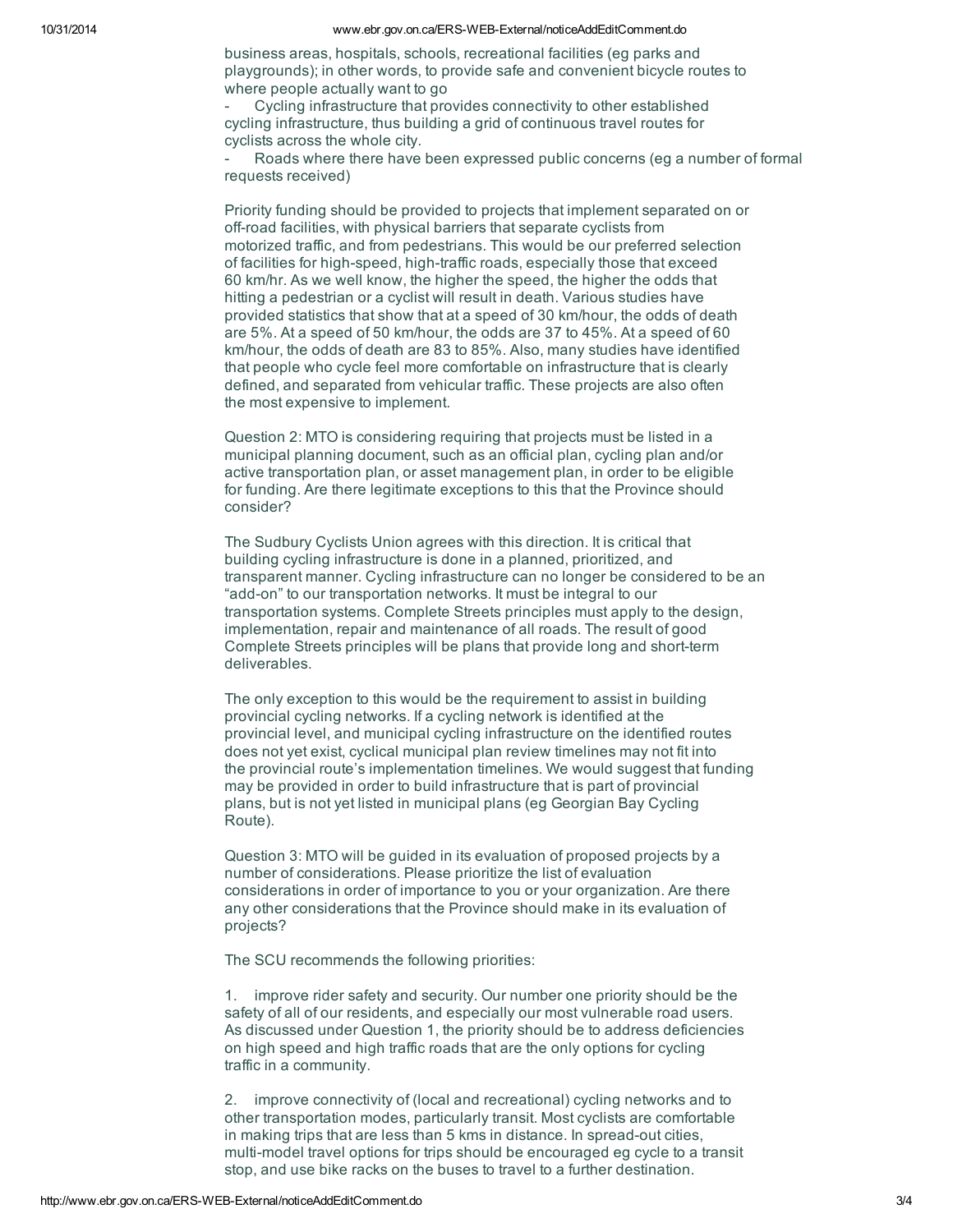business areas, hospitals, schools, recreational facilities (eg parks and playgrounds); in other words, to provide safe and convenient bicycle routes to where people actually want to go

- Cycling infrastructure that provides connectivity to other established cycling infrastructure, thus building a grid of continuous travel routes for cyclists across the whole city.
- Roads where there have been expressed public concerns (eg a number of formal requests received)

Priority funding should be provided to projects that implement separated on or off-road facilities, with physical barriers that separate cyclists from motorized traffic, and from pedestrians. This would be our preferred selection of facilities for high-speed, high-traffic roads, especially those that exceed 60 km/hr. As we well know, the higher the speed, the higher the odds that hitting a pedestrian or a cyclist will result in death. Various studies have provided statistics that show that at a speed of 30 km/hour, the odds of death are 5%. At a speed of 50 km/hour, the odds are 37 to 45%. At a speed of 60 km/hour, the odds of death are 83 to 85%. Also, many studies have identified that people who cycle feel more comfortable on infrastructure that is clearly defined, and separated from vehicular traffic. These projects are also often the most expensive to implement.

Question 2: MTO is considering requiring that projects must be listed in a municipal planning document, such as an official plan, cycling plan and/or active transportation plan, or asset management plan, in order to be eligible for funding. Are there legitimate exceptions to this that the Province should consider?

The Sudbury Cyclists Union agrees with this direction. It is critical that building cycling infrastructure is done in a planned, prioritized, and transparent manner. Cycling infrastructure can no longer be considered to be an “add-on” to our transportation networks. It must be integral to our transportation systems. Complete Streets principles must apply to the design, implementation, repair and maintenance of all roads. The result of good Complete Streets principles will be plans that provide long and short-term deliverables.

The only exception to this would be the requirement to assist in building provincial cycling networks. If a cycling network is identified at the provincial level, and municipal cycling infrastructure on the identified routes does not yet exist, cyclical municipal plan review timelines may not fit into the provincial route’s implementation timelines. We would suggest that funding may be provided in order to build infrastructure that is part of provincial plans, but is not yet listed in municipal plans (eg Georgian Bay Cycling Route).

Question 3: MTO will be guided in its evaluation of proposed projects by a number of considerations. Please prioritize the list of evaluation considerations in order of importance to you or your organization. Are there any other considerations that the Province should make in its evaluation of projects?

The SCU recommends the following priorities:

1. improve rider safety and security. Our number one priority should be the safety of all of our residents, and especially our most vulnerable road users. As discussed under Question 1, the priority should be to address deficiencies on high speed and high traffic roads that are the only options for cycling traffic in a community.

2. improve connectivity of (local and recreational) cycling networks and to other transportation modes, particularly transit. Most cyclists are comfortable in making trips that are less than 5 kms in distance. In spread-out cities, multi-model travel options for trips should be encouraged eg cycle to a transit stop, and use bike racks on the buses to travel to a further destination.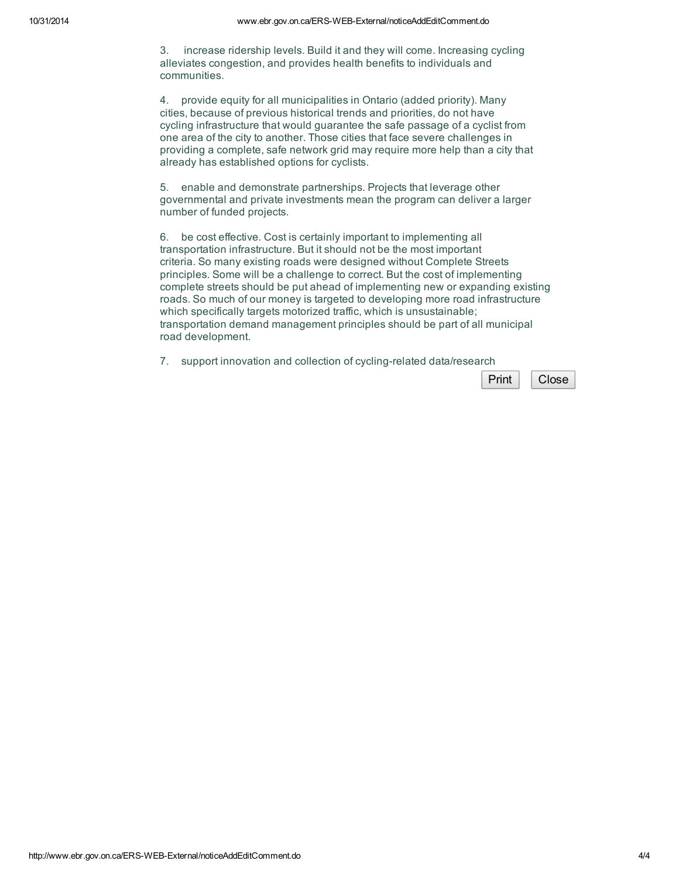3. increase ridership levels. Build it and they will come. Increasing cycling alleviates congestion, and provides health benefits to individuals and communities.

4. provide equity for all municipalities in Ontario (added priority). Many cities, because of previous historical trends and priorities, do not have cycling infrastructure that would guarantee the safe passage of a cyclist from one area of the city to another. Those cities that face severe challenges in providing a complete, safe network grid may require more help than a city that already has established options for cyclists.

5. enable and demonstrate partnerships. Projects that leverage other governmental and private investments mean the program can deliver a larger number of funded projects.

6. be cost effective. Cost is certainly important to implementing all transportation infrastructure. But it should not be the most important criteria. So many existing roads were designed without Complete Streets principles. Some will be a challenge to correct. But the cost of implementing complete streets should be put ahead of implementing new or expanding existing roads. So much of our money is targeted to developing more road infrastructure which specifically targets motorized traffic, which is unsustainable; transportation demand management principles should be part of all municipal road development.

7. support innovation and collection of cycling-related data/research

Print Close